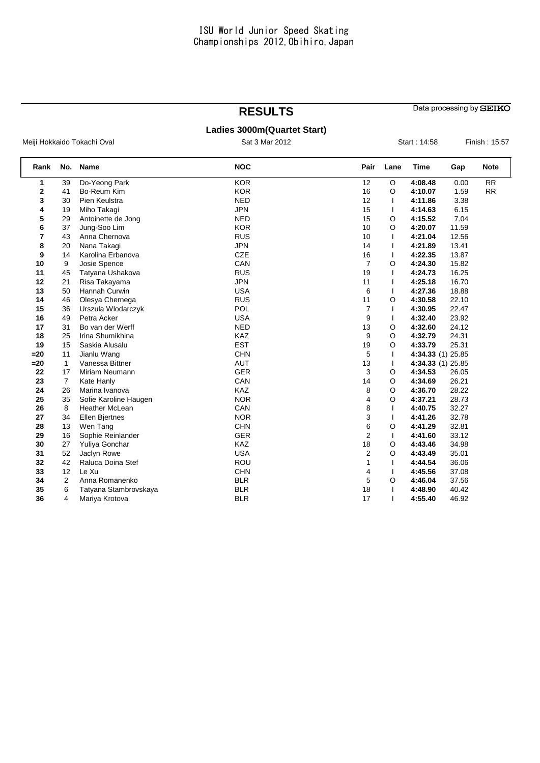# ISU World Junior Speed Skating Championships 2012, Obihiro, Japan

## RESULTS

Data processing by SEIKO

### Ladies 3000m(Quartet Start)

Meiji Hokkaido Tokachi Oval | Sat 3 Mar 2012 | Start : 14:58 | Finish : 15:57

| Rank | No. | Name | NOC | Pair | Lane | Time | Gap | Note |
|---|---|---|---|---|---|---|---|---|
| 1 | 39 | Do-Yeong Park | KOR | 12 | O | **4:08.48** | 0.00 | RR |
| 2 | 41 | Bo-Reum Kim | KOR | 16 | O | **4:10.07** | 1.59 | RR |
| 3 | 30 | Pien Keulstra | NED | 12 | I | **4:11.86** | 3.38 | |
| 4 | 19 | Miho Takagi | JPN | 15 | I | **4:14.63** | 6.15 | |
| 5 | 29 | Antoinette de Jong | NED | 15 | O | **4:15.52** | 7.04 | |
| 6 | 37 | Jung-Soo Lim | KOR | 10 | O | **4:20.07** | 11.59 | |
| 7 | 43 | Anna Chernova | RUS | 10 | I | **4:21.04** | 12.56 | |
| 8 | 20 | Nana Takagi | JPN | 14 | I | **4:21.89** | 13.41 | |
| 9 | 14 | Karolina Erbanova | CZE | 16 | I | **4:22.35** | 13.87 | |
| 10 | 9 | Josie Spence | CAN | 7 | O | **4:24.30** | 15.82 | |
| 11 | 45 | Tatyana Ushakova | RUS | 19 | I | **4:24.73** | 16.25 | |
| 12 | 21 | Risa Takayama | JPN | 11 | I | **4:25.18** | 16.70 | |
| 13 | 50 | Hannah Curwin | USA | 6 | I | **4:27.36** | 18.88 | |
| 14 | 46 | Olesya Chernega | RUS | 11 | O | **4:30.58** | 22.10 | |
| 15 | 36 | Urszula Wlodarczyk | POL | 7 | I | **4:30.95** | 22.47 | |
| 16 | 49 | Petra Acker | USA | 9 | I | **4:32.40** | 23.92 | |
| 17 | 31 | Bo van der Werff | NED | 13 | O | **4:32.60** | 24.12 | |
| 18 | 25 | Irina Shumikhina | KAZ | 9 | O | **4:32.79** | 24.31 | |
| 19 | 15 | Saskia Alusalu | EST | 19 | O | **4:33.79** | 25.31 | |
| =20 | 11 | Jianlu Wang | CHN | 5 | I | **4:34.33** (1) | 25.85 | |
| =20 | 1 | Vanessa Bittner | AUT | 13 | I | **4:34.33** (1) | 25.85 | |
| 22 | 17 | Miriam Neumann | GER | 3 | O | **4:34.53** | 26.05 | |
| 23 | 7 | Kate Hanly | CAN | 14 | O | **4:34.69** | 26.21 | |
| 24 | 26 | Marina Ivanova | KAZ | 8 | O | **4:36.70** | 28.22 | |
| 25 | 35 | Sofie Karoline Haugen | NOR | 4 | O | **4:37.21** | 28.73 | |
| 26 | 8 | Heather McLean | CAN | 8 | I | **4:40.75** | 32.27 | |
| 27 | 34 | Ellen Bjertnes | NOR | 3 | I | **4:41.26** | 32.78 | |
| 28 | 13 | Wen Tang | CHN | 6 | O | **4:41.29** | 32.81 | |
| 29 | 16 | Sophie Reinlander | GER | 2 | I | **4:41.60** | 33.12 | |
| 30 | 27 | Yuliya Gonchar | KAZ | 18 | O | **4:43.46** | 34.98 | |
| 31 | 52 | Jaclyn Rowe | USA | 2 | O | **4:43.49** | 35.01 | |
| 32 | 42 | Raluca Doina Stef | ROU | 1 | I | **4:44.54** | 36.06 | |
| 33 | 12 | Le Xu | CHN | 4 | I | **4:45.56** | 37.08 | |
| 34 | 2 | Anna Romanenko | BLR | 5 | O | **4:46.04** | 37.56 | |
| 35 | 6 | Tatyana Stambrovskaya | BLR | 18 | I | **4:48.90** | 40.42 | |
| 36 | 4 | Mariya Krotova | BLR | 17 | I | **4:55.40** | 46.92 | |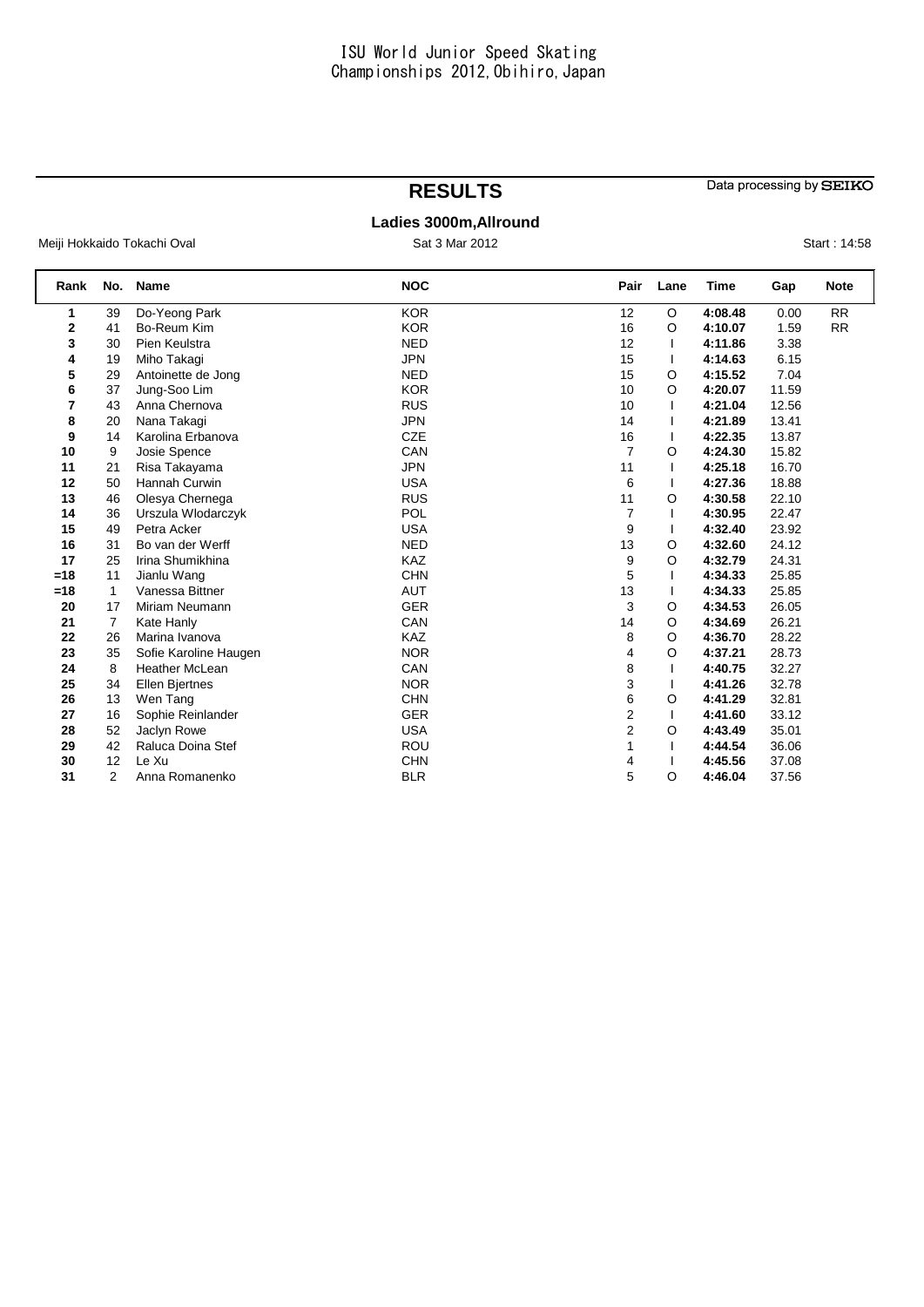ISU World Junior Speed Skating Championships 2012,Obihiro,Japan

# RESULTS

Data processing by SEIKO

## Ladies 3000m,Allround

Meiji Hokkaido Tokachi Oval | Sat 3 Mar 2012 | Start : 14:58

| Rank | No. | Name | NOC | Pair | Lane | Time | Gap | Note |
|---|---|---|---|---|---|---|---|---|
| 1 | 39 | Do-Yeong Park | KOR | 12 | O | **4:08.48** | 0.00 | RR |
| 2 | 41 | Bo-Reum Kim | KOR | 16 | O | **4:10.07** | 1.59 | RR |
| 3 | 30 | Pien Keulstra | NED | 12 | I | **4:11.86** | 3.38 | |
| 4 | 19 | Miho Takagi | JPN | 15 | I | **4:14.63** | 6.15 | |
| 5 | 29 | Antoinette de Jong | NED | 15 | O | **4:15.52** | 7.04 | |
| 6 | 37 | Jung-Soo Lim | KOR | 10 | O | **4:20.07** | 11.59 | |
| 7 | 43 | Anna Chernova | RUS | 10 | I | **4:21.04** | 12.56 | |
| 8 | 20 | Nana Takagi | JPN | 14 | I | **4:21.89** | 13.41 | |
| 9 | 14 | Karolina Erbanova | CZE | 16 | I | **4:22.35** | 13.87 | |
| 10 | 9 | Josie Spence | CAN | 7 | O | **4:24.30** | 15.82 | |
| 11 | 21 | Risa Takayama | JPN | 11 | I | **4:25.18** | 16.70 | |
| 12 | 50 | Hannah Curwin | USA | 6 | I | **4:27.36** | 18.88 | |
| 13 | 46 | Olesya Chernega | RUS | 11 | O | **4:30.58** | 22.10 | |
| 14 | 36 | Urszula Wlodarczyk | POL | 7 | I | **4:30.95** | 22.47 | |
| 15 | 49 | Petra Acker | USA | 9 | I | **4:32.40** | 23.92 | |
| 16 | 31 | Bo van der Werff | NED | 13 | O | **4:32.60** | 24.12 | |
| 17 | 25 | Irina Shumikhina | KAZ | 9 | O | **4:32.79** | 24.31 | |
| =18 | 11 | Jianlu Wang | CHN | 5 | I | **4:34.33** | 25.85 | |
| =18 | 1 | Vanessa Bittner | AUT | 13 | I | **4:34.33** | 25.85 | |
| 20 | 17 | Miriam Neumann | GER | 3 | O | **4:34.53** | 26.05 | |
| 21 | 7 | Kate Hanly | CAN | 14 | O | **4:34.69** | 26.21 | |
| 22 | 26 | Marina Ivanova | KAZ | 8 | O | **4:36.70** | 28.22 | |
| 23 | 35 | Sofie Karoline Haugen | NOR | 4 | O | **4:37.21** | 28.73 | |
| 24 | 8 | Heather McLean | CAN | 8 | I | **4:40.75** | 32.27 | |
| 25 | 34 | Ellen Bjertnes | NOR | 3 | I | **4:41.26** | 32.78 | |
| 26 | 13 | Wen Tang | CHN | 6 | O | **4:41.29** | 32.81 | |
| 27 | 16 | Sophie Reinlander | GER | 2 | I | **4:41.60** | 33.12 | |
| 28 | 52 | Jaclyn Rowe | USA | 2 | O | **4:43.49** | 35.01 | |
| 29 | 42 | Raluca Doina Stef | ROU | 1 | I | **4:44.54** | 36.06 | |
| 30 | 12 | Le Xu | CHN | 4 | I | **4:45.56** | 37.08 | |
| 31 | 2 | Anna Romanenko | BLR | 5 | O | **4:46.04** | 37.56 | |